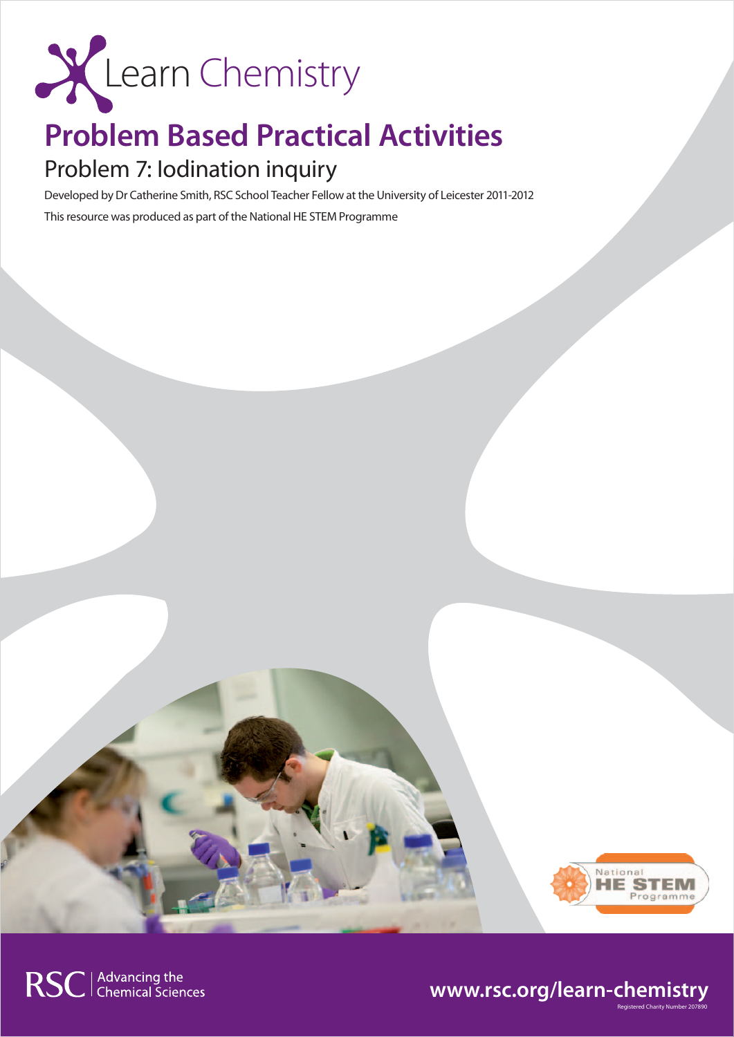Learn Chemistry

# Problem Based Practical Activities

## Problem 7: Iodination inquiry

Developed by Dr Catherine Smith, RSC School Teacher Fellow at the University of Leicester 2011-2012

This resource was produced as part of the National HE STEM Programme

RSC | Advancing the Chemical Sciences

www.rsc.org/learn-chemistry

Registered Charity Number 207890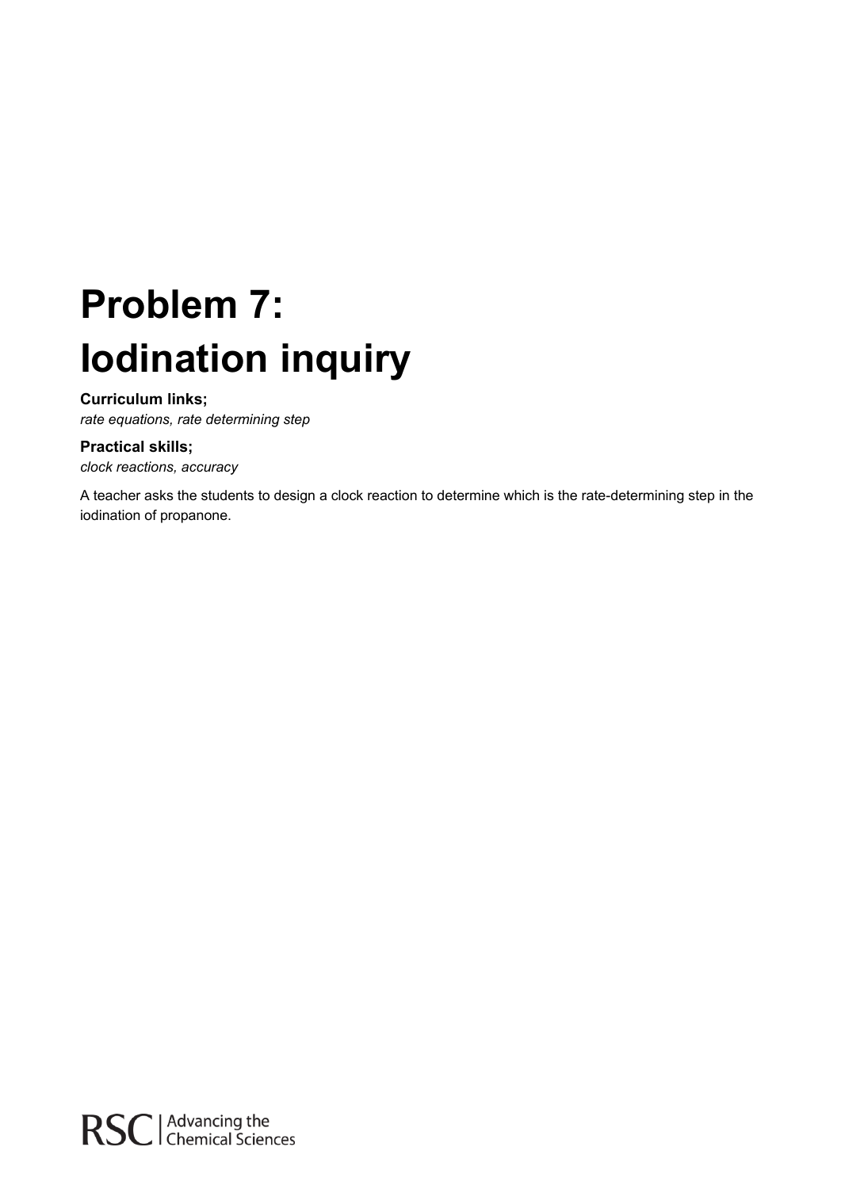# Problem 7: Iodination inquiry

**Curriculum links;**

*rate equations, rate determining step*

**Practical skills;**

*clock reactions, accuracy*

A teacher asks the students to design a clock reaction to determine which is the rate-determining step in the iodination of propanone.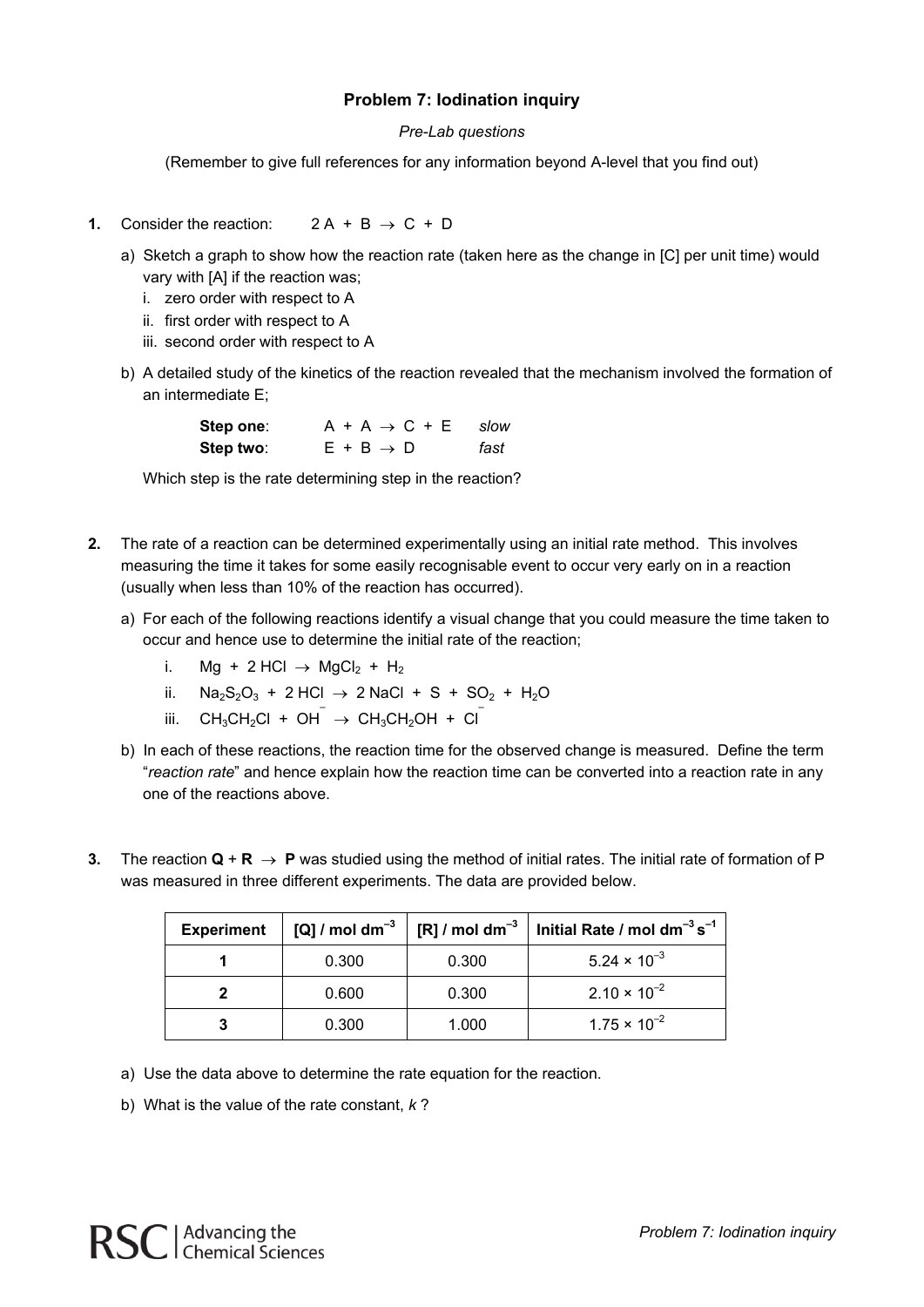## Problem 7: Iodination inquiry

*Pre-Lab questions*

(Remember to give full references for any information beyond A-level that you find out)

**1.** Consider the reaction: $2\,A + B \rightarrow C + D$

a) Sketch a graph to show how the reaction rate (taken here as the change in [C] per unit time) would vary with [A] if the reaction was;

i. zero order with respect to A

ii. first order with respect to A

iii. second order with respect to A

b) A detailed study of the kinetics of the reaction revealed that the mechanism involved the formation of an intermediate E;

**Step one**: $A + A \rightarrow C + E$ *slow*

**Step two**: $E + B \rightarrow D$ *fast*

Which step is the rate determining step in the reaction?

**2.** The rate of a reaction can be determined experimentally using an initial rate method. This involves measuring the time it takes for some easily recognisable event to occur very early on in a reaction (usually when less than 10% of the reaction has occurred).

a) For each of the following reactions identify a visual change that you could measure the time taken to occur and hence use to determine the initial rate of the reaction;

i. $Mg + 2\,HCl \rightarrow MgCl_2 + H_2$

ii. $Na_2S_2O_3 + 2\,HCl \rightarrow 2\,NaCl + S + SO_2 + H_2O$

iii. $CH_3CH_2Cl + OH^- \rightarrow CH_3CH_2OH + Cl^-$

b) In each of these reactions, the reaction time for the observed change is measured. Define the term "*reaction rate*" and hence explain how the reaction time can be converted into a reaction rate in any one of the reactions above.

**3.** The reaction **Q** + **R** $\rightarrow$ **P** was studied using the method of initial rates. The initial rate of formation of P was measured in three different experiments. The data are provided below.

| Experiment | [Q] / mol dm$^{-3}$ | [R] / mol dm$^{-3}$ | Initial Rate / mol dm$^{-3}$ s$^{-1}$ |
|---|---|---|---|
| 1 | 0.300 | 0.300 | $5.24 \times 10^{-3}$ |
| 2 | 0.600 | 0.300 | $2.10 \times 10^{-2}$ |
| 3 | 0.300 | 1.000 | $1.75 \times 10^{-2}$ |

a) Use the data above to determine the rate equation for the reaction.

b) What is the value of the rate constant, *k* ?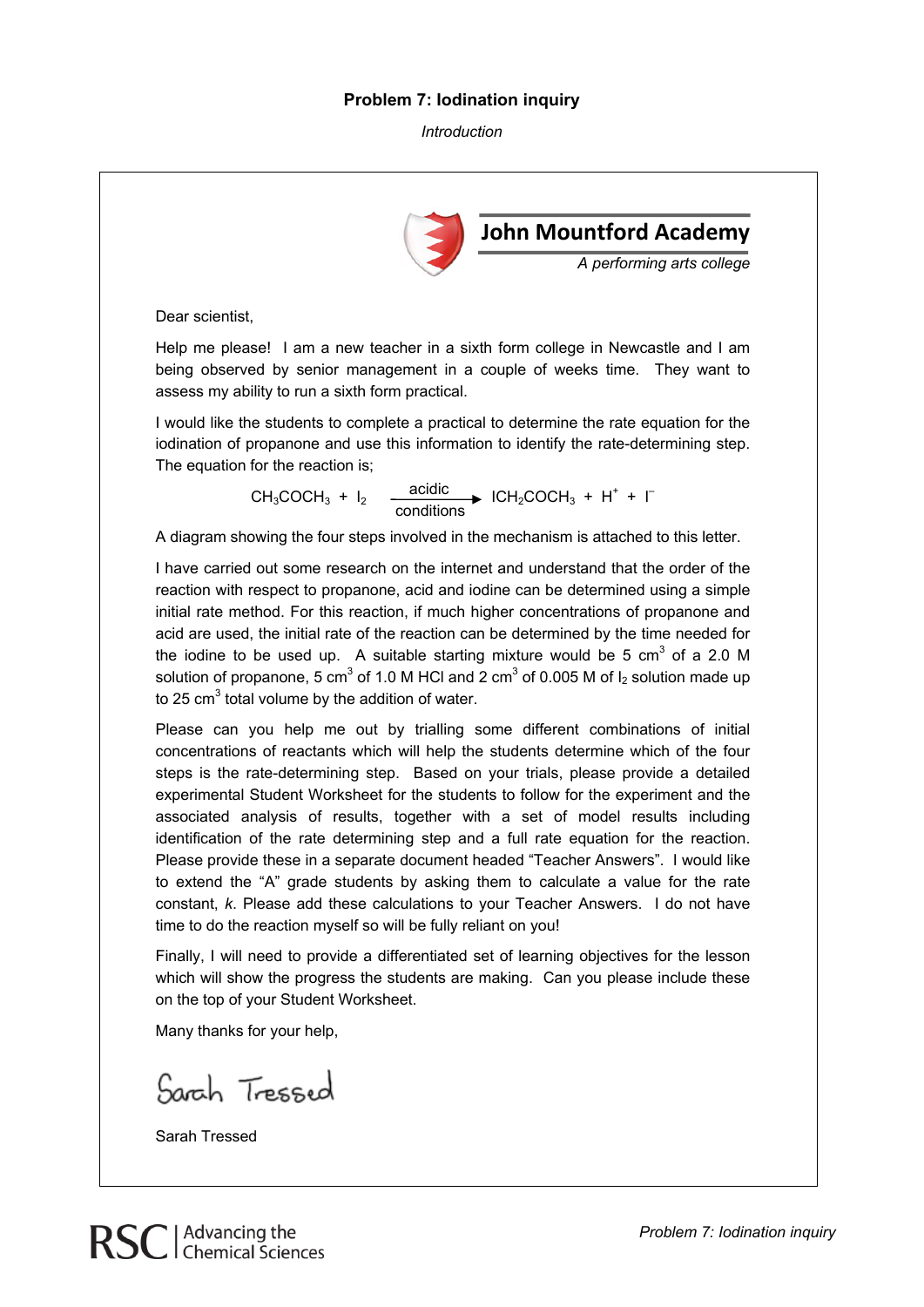# Problem 7: Iodination inquiry

*Introduction*

**John Mountford Academy**

*A performing arts college*

Dear scientist,

Help me please! I am a new teacher in a sixth form college in Newcastle and I am being observed by senior management in a couple of weeks time. They want to assess my ability to run a sixth form practical.

I would like the students to complete a practical to determine the rate equation for the iodination of propanone and use this information to identify the rate-determining step. The equation for the reaction is;

$$CH_3COCH_3 + I_2 \xrightarrow[\text{conditions}]{\text{acidic}} ICH_2COCH_3 + H^+ + I^-$$

A diagram showing the four steps involved in the mechanism is attached to this letter.

I have carried out some research on the internet and understand that the order of the reaction with respect to propanone, acid and iodine can be determined using a simple initial rate method. For this reaction, if much higher concentrations of propanone and acid are used, the initial rate of the reaction can be determined by the time needed for the iodine to be used up. A suitable starting mixture would be 5 $cm^3$ of a 2.0 M solution of propanone, 5 $cm^3$ of 1.0 M HCl and 2 $cm^3$ of 0.005 M of $I_2$ solution made up to 25 $cm^3$ total volume by the addition of water.

Please can you help me out by trialling some different combinations of initial concentrations of reactants which will help the students determine which of the four steps is the rate-determining step. Based on your trials, please provide a detailed experimental Student Worksheet for the students to follow for the experiment and the associated analysis of results, together with a set of model results including identification of the rate determining step and a full rate equation for the reaction. Please provide these in a separate document headed "Teacher Answers". I would like to extend the "A" grade students by asking them to calculate a value for the rate constant, *k*. Please add these calculations to your Teacher Answers. I do not have time to do the reaction myself so will be fully reliant on you!

Finally, I will need to provide a differentiated set of learning objectives for the lesson which will show the progress the students are making. Can you please include these on the top of your Student Worksheet.

Many thanks for your help,

Sarah Tressed

Sarah Tressed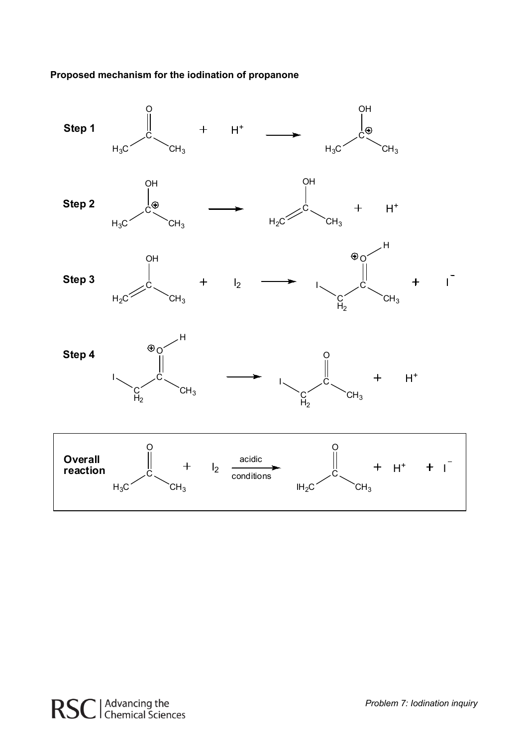**Proposed mechanism for the iodination of propanone**

**Step 1**

$$CH_3COCH_3 + H^+ \longrightarrow CH_3C^{+}(OH)CH_3$$

**Step 2**

$$CH_3C^{+}(OH)CH_3 \longrightarrow CH_2{=}C(OH)CH_3 + H^+$$

**Step 3**

$$CH_2{=}C(OH)CH_3 + I_2 \longrightarrow ICH_2C(={O^{+}}H)CH_3 + I^-$$

**Step 4**

$$ICH_2C(={O^{+}}H)CH_3 \longrightarrow ICH_2COCH_3 + H^+$$

**Overall reaction**

$$CH_3COCH_3 + I_2 \xrightarrow[\text{conditions}]{\text{acidic}} IH_2CCOCH_3 + H^+ + I^-$$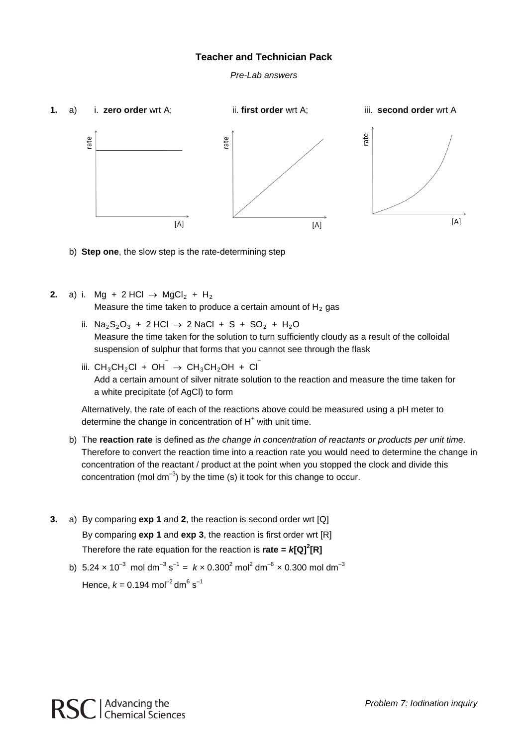# Teacher and Technician Pack

*Pre-Lab answers*

**1.** a) i. **zero order** wrt A; ii. **first order** wrt A; iii. **second order** wrt A

b) **Step one**, the slow step is the rate-determining step

**2.** a) i. $Mg + 2\,HCl \rightarrow MgCl_2 + H_2$
Measure the time taken to produce a certain amount of $H_2$ gas

ii. $Na_2S_2O_3 + 2\,HCl \rightarrow 2\,NaCl + S + SO_2 + H_2O$
Measure the time taken for the solution to turn sufficiently cloudy as a result of the colloidal suspension of sulphur that forms that you cannot see through the flask

iii. $CH_3CH_2Cl + OH^- \rightarrow CH_3CH_2OH + Cl^-$
Add a certain amount of silver nitrate solution to the reaction and measure the time taken for a white precipitate (of AgCl) to form

Alternatively, the rate of each of the reactions above could be measured using a pH meter to determine the change in concentration of $H^+$ with unit time.

b) The **reaction rate** is defined as *the change in concentration of reactants or products per unit time*. Therefore to convert the reaction time into a reaction rate you would need to determine the change in concentration of the reactant / product at the point when you stopped the clock and divide this concentration (mol $dm^{-3}$) by the time (s) it took for this change to occur.

**3.** a) By comparing **exp 1** and **2**, the reaction is second order wrt [Q]
By comparing **exp 1** and **exp 3**, the reaction is first order wrt [R]
Therefore the rate equation for the reaction is **rate = $k$[Q]$^2$[R]**

b) $5.24 \times 10^{-3}$ mol dm$^{-3}$ s$^{-1}$ = $k \times 0.300^2$ mol$^2$ dm$^{-6}$ $\times$ 0.300 mol dm$^{-3}$
Hence, $k$ = 0.194 mol$^{-2}$ dm$^6$ s$^{-1}$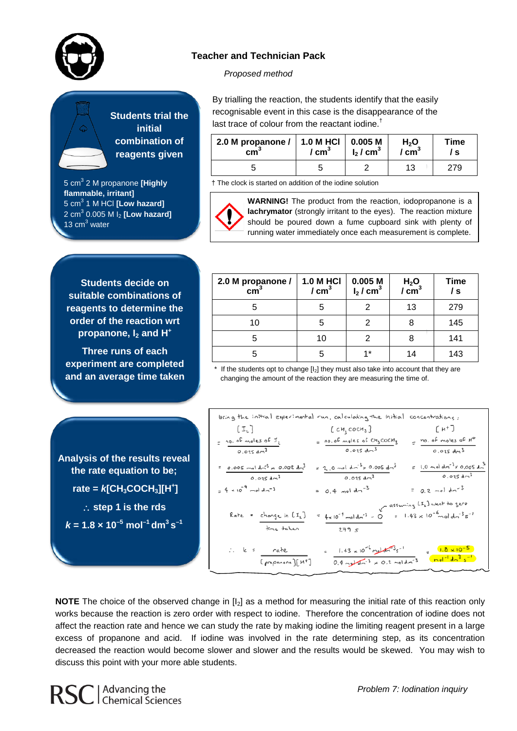## Teacher and Technician Pack

*Proposed method*

**Students trial the initial combination of reagents given**

5 $cm^3$ 2 M propanone **[Highly flammable, irritant]**
5 $cm^3$ 1 M HCl **[Low hazard]**
2 $cm^3$ 0.005 M $I_2$ **[Low hazard]**
13 $cm^3$ water

By trialling the reaction, the students identify that the easily recognisable event in this case is the disappearance of the last trace of colour from the reactant iodine.†

| 2.0 M propanone / $cm^3$ | 1.0 M HCl / $cm^3$ | 0.005 M $I_2$ / $cm^3$ | $H_2O$ / $cm^3$ | Time / s |
|---|---|---|---|---|
| 5 | 5 | 2 | 13 | 279 |

† The clock is started on addition of the iodine solution

**WARNING!** The product from the reaction, iodopropanone is a **lachrymator** (strongly irritant to the eyes). The reaction mixture should be poured down a fume cupboard sink with plenty of running water immediately once each measurement is complete.

**Students decide on suitable combinations of reagents to determine the order of the reaction wrt propanone, $I_2$ and $H^+$**

**Three runs of each experiment are completed and an average time taken**

| 2.0 M propanone / $cm^3$ | 1.0 M HCl / $cm^3$ | 0.005 M $I_2$ / $cm^3$ | $H_2O$ / $cm^3$ | Time / s |
|---|---|---|---|---|
| 5 | 5 | 2 | 13 | 279 |
| 10 | 5 | 2 | 8 | 145 |
| 5 | 10 | 2 | 8 | 141 |
| 5 | 5 | 1* | 14 | 143 |

\* If the students opt to change [$I_2$] they must also take into account that they are changing the amount of the reaction they are measuring the time of.

**Analysis of the results reveal the rate equation to be;**

**rate = $k[CH_3COCH_3][H^+]$**

**∴ step 1 is the rds**

**$k = 1.8 \times 10^{-5}\ mol^{-1}\ dm^3\ s^{-1}$**

Using the initial experimental run, calculating the initial concentrations:

$[I_2] = \frac{\text{no. of moles of } I_2}{0.025\ dm^3} = \frac{0.005\ mol\ dm^{-3} \times 0.002\ dm^3}{0.025\ dm^3} = 4 \times 10^{-4}\ mol\ dm^{-3}$

$[CH_3COCH_3] = \frac{\text{no. of moles of } CH_3COCH_3}{0.025\ dm^3} = \frac{2.0\ mol\ dm^{-3} \times 0.005\ dm^3}{0.025\ dm^3} = 0.4\ mol\ dm^{-3}$

$[H^+] = \frac{\text{no. of moles of } H^+}{0.025\ dm^3} = \frac{1.0\ mol\ dm^{-3} \times 0.005\ dm^3}{0.025\ dm^3} = 0.2\ mol\ dm^{-3}$

$\text{Rate} = \frac{\text{change in } [I_2]}{\text{time taken}} = \frac{4 \times 10^{-4}\ mol\ dm^{-3} - 0}{279\ s} = 1.43 \times 10^{-6}\ mol\ dm^{-3}\ s^{-1}$ (assuming $[I_2]$ went to zero)

$\therefore k = \frac{\text{rate}}{[\text{propanone}][H^+]} = \frac{1.43 \times 10^{-6}\ mol\ dm^{-3}\ s^{-1}}{0.4\ mol\ dm^{-3} \times 0.2\ mol\ dm^{-3}} = 1.8 \times 10^{-5}\ mol^{-1}\ dm^3\ s^{-1}$

**NOTE** The choice of the observed change in [$I_2$] as a method for measuring the initial rate of this reaction only works because the reaction is zero order with respect to iodine. Therefore the concentration of iodine does not affect the reaction rate and hence we can study the rate by making iodine the limiting reagent present in a large excess of propanone and acid. If iodine was involved in the rate determining step, as its concentration decreased the reaction would become slower and slower and the results would be skewed. You may wish to discuss this point with your more able students.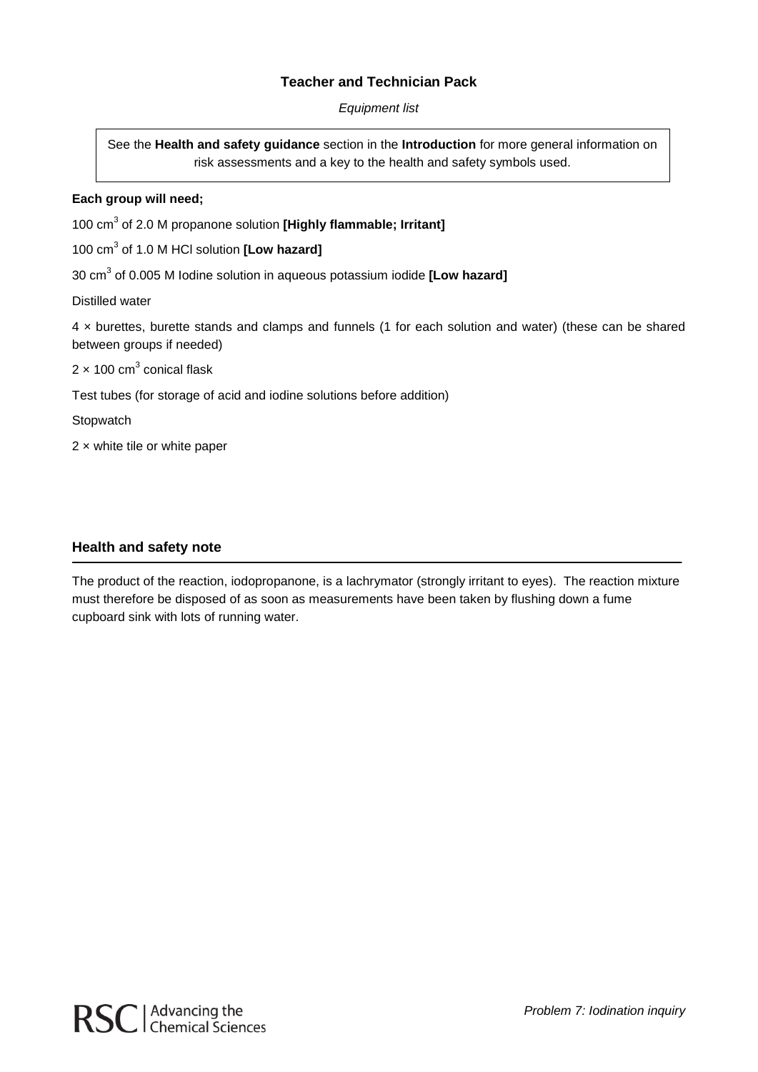## Teacher and Technician Pack

*Equipment list*

See the **Health and safety guidance** section in the **Introduction** for more general information on risk assessments and a key to the health and safety symbols used.

**Each group will need;**

100 $cm^3$ of 2.0 M propanone solution **[Highly flammable; Irritant]**

100 $cm^3$ of 1.0 M HCl solution **[Low hazard]**

30 $cm^3$ of 0.005 M Iodine solution in aqueous potassium iodide **[Low hazard]**

Distilled water

4 × burettes, burette stands and clamps and funnels (1 for each solution and water) (these can be shared between groups if needed)

2 × 100 $cm^3$ conical flask

Test tubes (for storage of acid and iodine solutions before addition)

Stopwatch

2 × white tile or white paper

### Health and safety note

The product of the reaction, iodopropanone, is a lachrymator (strongly irritant to eyes). The reaction mixture must therefore be disposed of as soon as measurements have been taken by flushing down a fume cupboard sink with lots of running water.